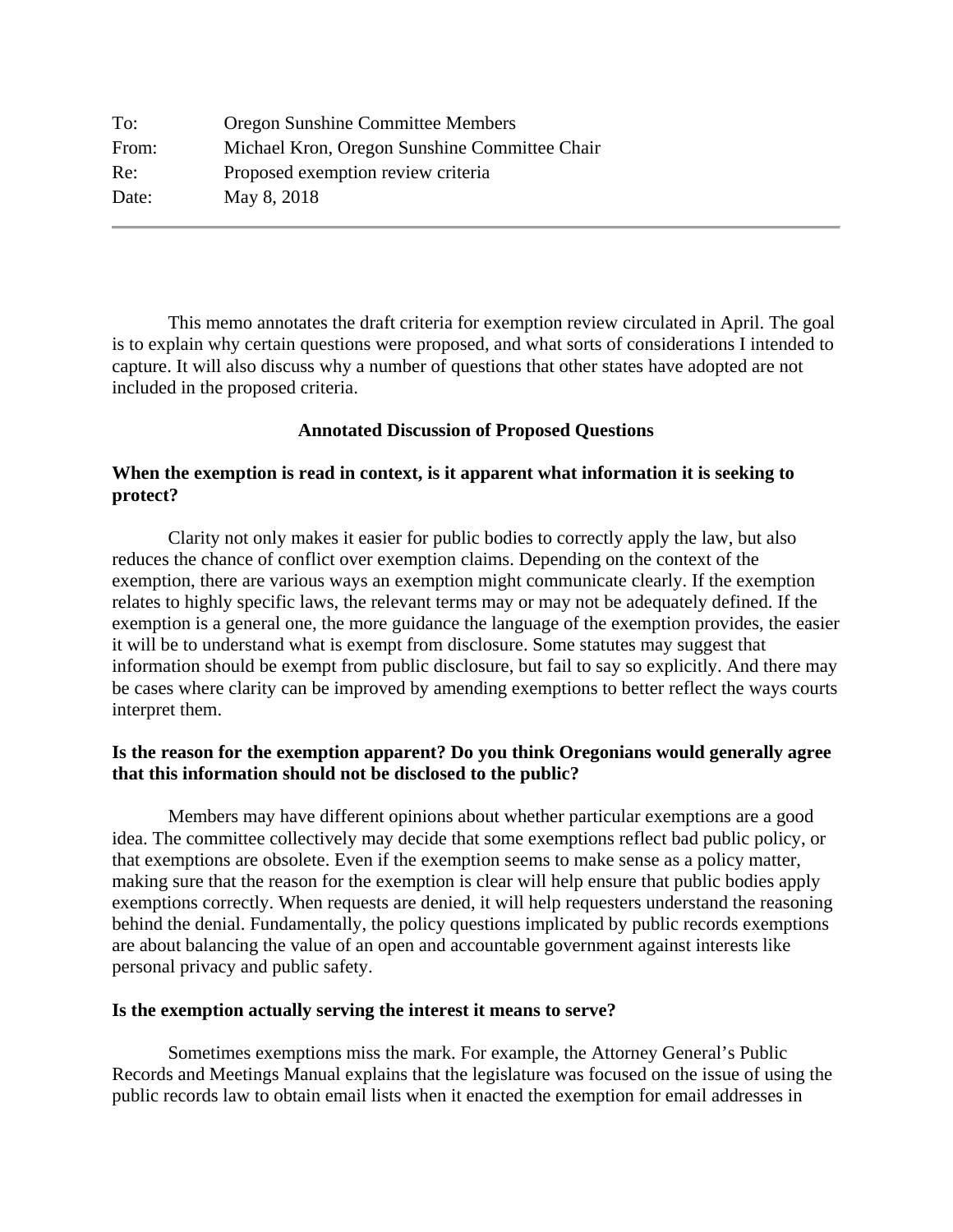| | |
|---|---|
| To: | Oregon Sunshine Committee Members |
| From: | Michael Kron, Oregon Sunshine Committee Chair |
| Re: | Proposed exemption review criteria |
| Date: | May 8, 2018 |

---

This memo annotates the draft criteria for exemption review circulated in April. The goal is to explain why certain questions were proposed, and what sorts of considerations I intended to capture. It will also discuss why a number of questions that other states have adopted are not included in the proposed criteria.

## Annotated Discussion of Proposed Questions

### When the exemption is read in context, is it apparent what information it is seeking to protect?

Clarity not only makes it easier for public bodies to correctly apply the law, but also reduces the chance of conflict over exemption claims. Depending on the context of the exemption, there are various ways an exemption might communicate clearly. If the exemption relates to highly specific laws, the relevant terms may or may not be adequately defined. If the exemption is a general one, the more guidance the language of the exemption provides, the easier it will be to understand what is exempt from disclosure. Some statutes may suggest that information should be exempt from public disclosure, but fail to say so explicitly. And there may be cases where clarity can be improved by amending exemptions to better reflect the ways courts interpret them.

### Is the reason for the exemption apparent? Do you think Oregonians would generally agree that this information should not be disclosed to the public?

Members may have different opinions about whether particular exemptions are a good idea. The committee collectively may decide that some exemptions reflect bad public policy, or that exemptions are obsolete. Even if the exemption seems to make sense as a policy matter, making sure that the reason for the exemption is clear will help ensure that public bodies apply exemptions correctly. When requests are denied, it will help requesters understand the reasoning behind the denial. Fundamentally, the policy questions implicated by public records exemptions are about balancing the value of an open and accountable government against interests like personal privacy and public safety.

### Is the exemption actually serving the interest it means to serve?

Sometimes exemptions miss the mark. For example, the Attorney General's Public Records and Meetings Manual explains that the legislature was focused on the issue of using the public records law to obtain email lists when it enacted the exemption for email addresses in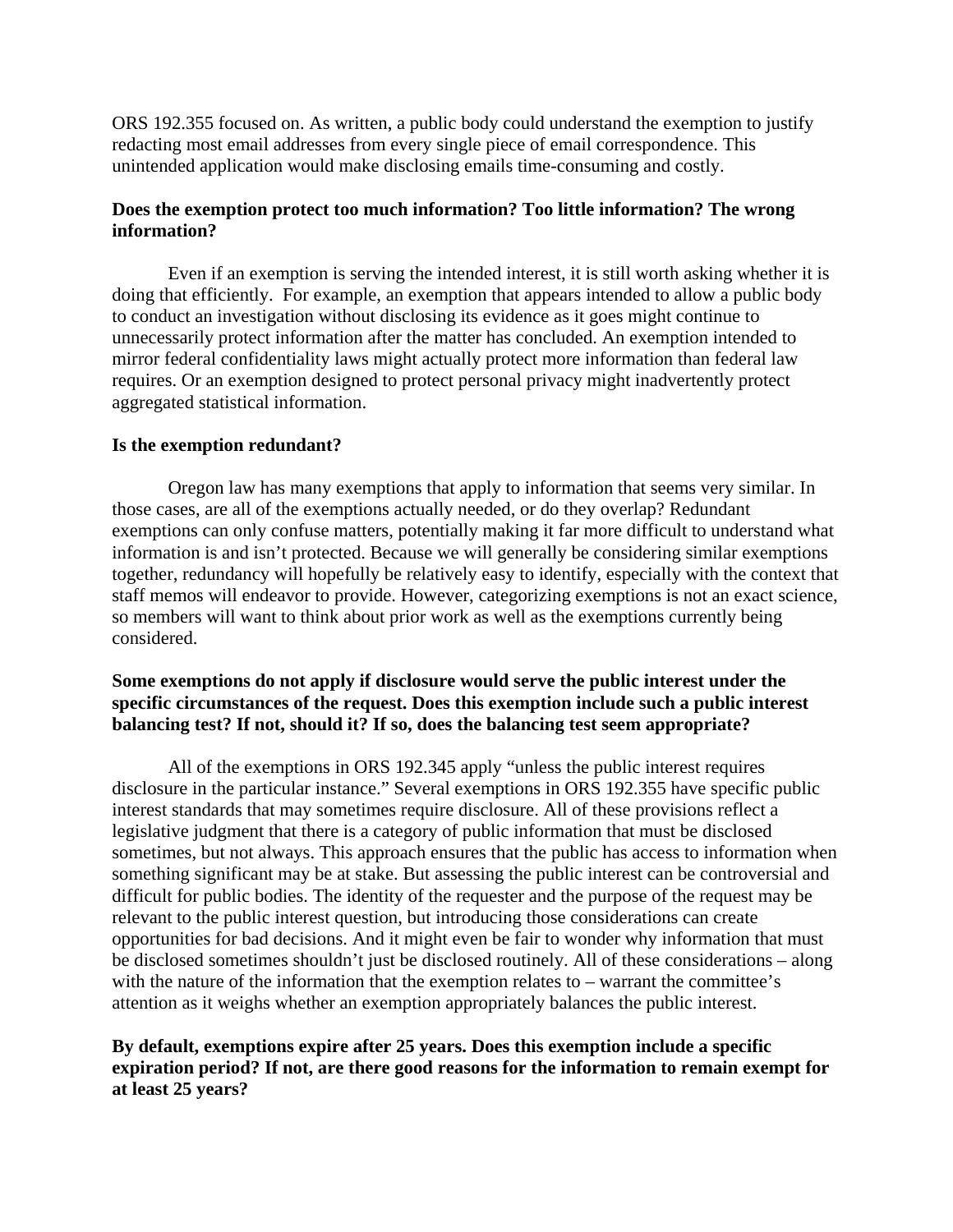ORS 192.355 focused on. As written, a public body could understand the exemption to justify redacting most email addresses from every single piece of email correspondence. This unintended application would make disclosing emails time-consuming and costly.

**Does the exemption protect too much information? Too little information? The wrong information?**

Even if an exemption is serving the intended interest, it is still worth asking whether it is doing that efficiently. For example, an exemption that appears intended to allow a public body to conduct an investigation without disclosing its evidence as it goes might continue to unnecessarily protect information after the matter has concluded. An exemption intended to mirror federal confidentiality laws might actually protect more information than federal law requires. Or an exemption designed to protect personal privacy might inadvertently protect aggregated statistical information.

**Is the exemption redundant?**

Oregon law has many exemptions that apply to information that seems very similar. In those cases, are all of the exemptions actually needed, or do they overlap? Redundant exemptions can only confuse matters, potentially making it far more difficult to understand what information is and isn't protected. Because we will generally be considering similar exemptions together, redundancy will hopefully be relatively easy to identify, especially with the context that staff memos will endeavor to provide. However, categorizing exemptions is not an exact science, so members will want to think about prior work as well as the exemptions currently being considered.

**Some exemptions do not apply if disclosure would serve the public interest under the specific circumstances of the request. Does this exemption include such a public interest balancing test? If not, should it? If so, does the balancing test seem appropriate?**

All of the exemptions in ORS 192.345 apply "unless the public interest requires disclosure in the particular instance." Several exemptions in ORS 192.355 have specific public interest standards that may sometimes require disclosure. All of these provisions reflect a legislative judgment that there is a category of public information that must be disclosed sometimes, but not always. This approach ensures that the public has access to information when something significant may be at stake. But assessing the public interest can be controversial and difficult for public bodies. The identity of the requester and the purpose of the request may be relevant to the public interest question, but introducing those considerations can create opportunities for bad decisions. And it might even be fair to wonder why information that must be disclosed sometimes shouldn't just be disclosed routinely. All of these considerations – along with the nature of the information that the exemption relates to – warrant the committee's attention as it weighs whether an exemption appropriately balances the public interest.

**By default, exemptions expire after 25 years. Does this exemption include a specific expiration period? If not, are there good reasons for the information to remain exempt for at least 25 years?**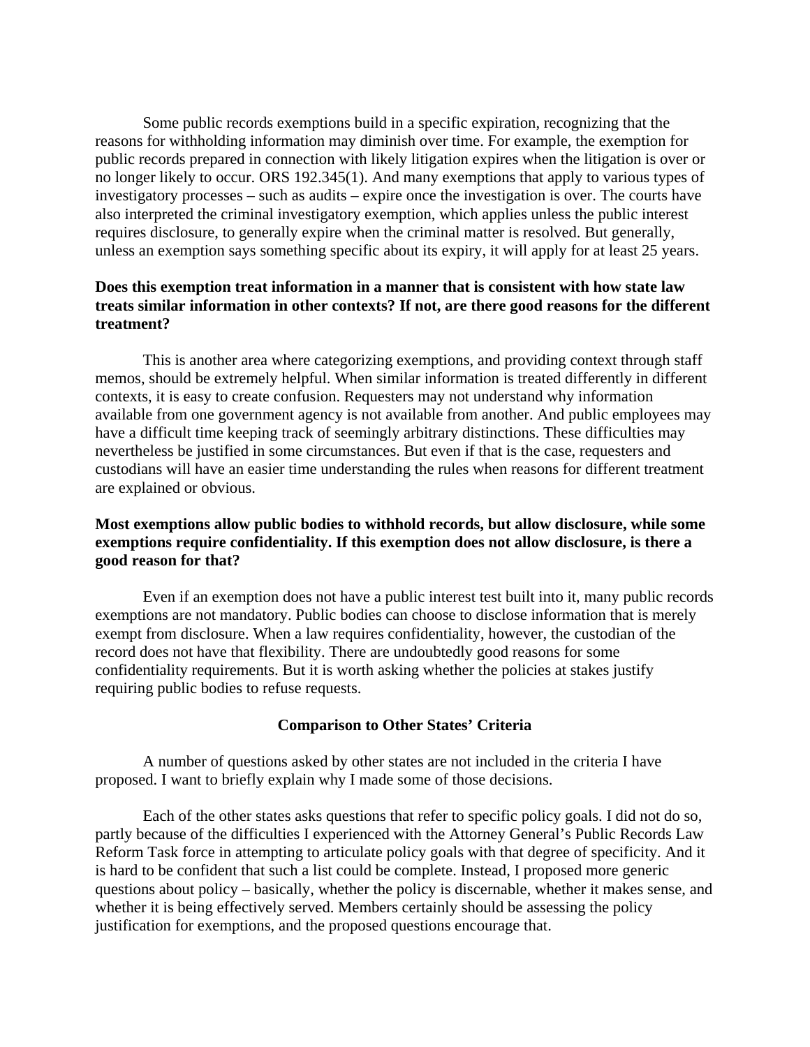Some public records exemptions build in a specific expiration, recognizing that the reasons for withholding information may diminish over time. For example, the exemption for public records prepared in connection with likely litigation expires when the litigation is over or no longer likely to occur. ORS 192.345(1). And many exemptions that apply to various types of investigatory processes – such as audits – expire once the investigation is over. The courts have also interpreted the criminal investigatory exemption, which applies unless the public interest requires disclosure, to generally expire when the criminal matter is resolved. But generally, unless an exemption says something specific about its expiry, it will apply for at least 25 years.

**Does this exemption treat information in a manner that is consistent with how state law treats similar information in other contexts? If not, are there good reasons for the different treatment?**

This is another area where categorizing exemptions, and providing context through staff memos, should be extremely helpful. When similar information is treated differently in different contexts, it is easy to create confusion. Requesters may not understand why information available from one government agency is not available from another. And public employees may have a difficult time keeping track of seemingly arbitrary distinctions. These difficulties may nevertheless be justified in some circumstances. But even if that is the case, requesters and custodians will have an easier time understanding the rules when reasons for different treatment are explained or obvious.

**Most exemptions allow public bodies to withhold records, but allow disclosure, while some exemptions require confidentiality. If this exemption does not allow disclosure, is there a good reason for that?**

Even if an exemption does not have a public interest test built into it, many public records exemptions are not mandatory. Public bodies can choose to disclose information that is merely exempt from disclosure. When a law requires confidentiality, however, the custodian of the record does not have that flexibility. There are undoubtedly good reasons for some confidentiality requirements. But it is worth asking whether the policies at stakes justify requiring public bodies to refuse requests.

## Comparison to Other States' Criteria

A number of questions asked by other states are not included in the criteria I have proposed. I want to briefly explain why I made some of those decisions.

Each of the other states asks questions that refer to specific policy goals. I did not do so, partly because of the difficulties I experienced with the Attorney General's Public Records Law Reform Task force in attempting to articulate policy goals with that degree of specificity. And it is hard to be confident that such a list could be complete. Instead, I proposed more generic questions about policy – basically, whether the policy is discernable, whether it makes sense, and whether it is being effectively served. Members certainly should be assessing the policy justification for exemptions, and the proposed questions encourage that.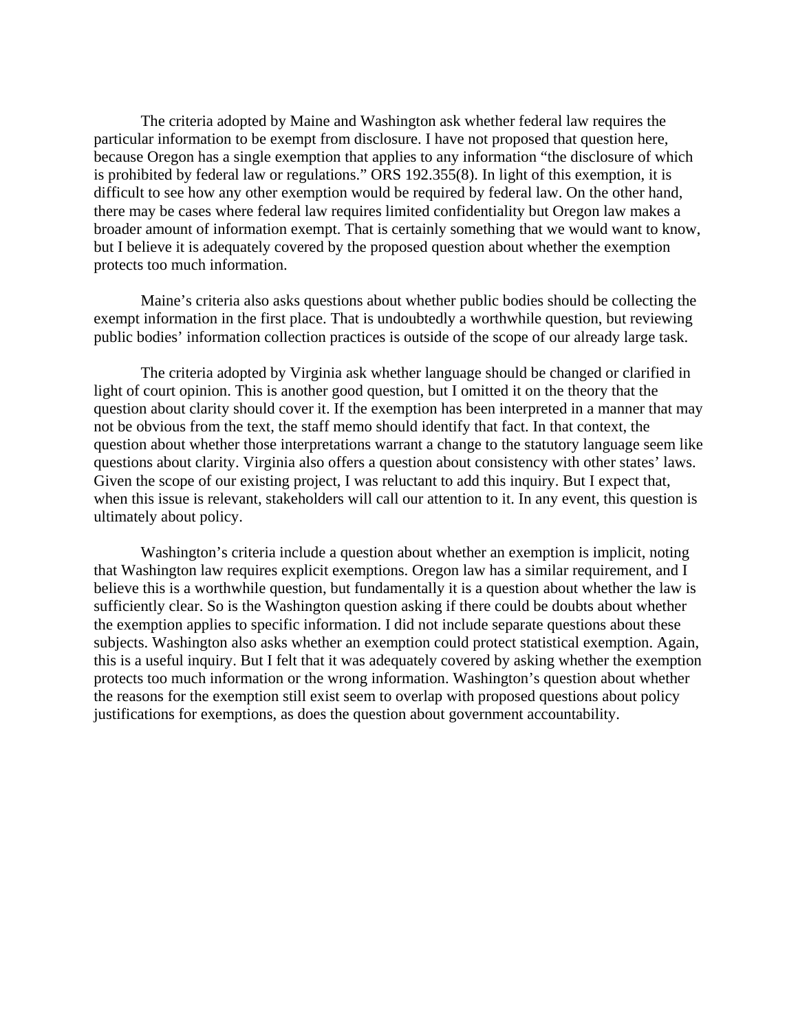The criteria adopted by Maine and Washington ask whether federal law requires the particular information to be exempt from disclosure. I have not proposed that question here, because Oregon has a single exemption that applies to any information "the disclosure of which is prohibited by federal law or regulations." ORS 192.355(8). In light of this exemption, it is difficult to see how any other exemption would be required by federal law. On the other hand, there may be cases where federal law requires limited confidentiality but Oregon law makes a broader amount of information exempt. That is certainly something that we would want to know, but I believe it is adequately covered by the proposed question about whether the exemption protects too much information.

Maine's criteria also asks questions about whether public bodies should be collecting the exempt information in the first place. That is undoubtedly a worthwhile question, but reviewing public bodies' information collection practices is outside of the scope of our already large task.

The criteria adopted by Virginia ask whether language should be changed or clarified in light of court opinion. This is another good question, but I omitted it on the theory that the question about clarity should cover it. If the exemption has been interpreted in a manner that may not be obvious from the text, the staff memo should identify that fact. In that context, the question about whether those interpretations warrant a change to the statutory language seem like questions about clarity. Virginia also offers a question about consistency with other states' laws. Given the scope of our existing project, I was reluctant to add this inquiry. But I expect that, when this issue is relevant, stakeholders will call our attention to it. In any event, this question is ultimately about policy.

Washington's criteria include a question about whether an exemption is implicit, noting that Washington law requires explicit exemptions. Oregon law has a similar requirement, and I believe this is a worthwhile question, but fundamentally it is a question about whether the law is sufficiently clear. So is the Washington question asking if there could be doubts about whether the exemption applies to specific information. I did not include separate questions about these subjects. Washington also asks whether an exemption could protect statistical exemption. Again, this is a useful inquiry. But I felt that it was adequately covered by asking whether the exemption protects too much information or the wrong information. Washington's question about whether the reasons for the exemption still exist seem to overlap with proposed questions about policy justifications for exemptions, as does the question about government accountability.